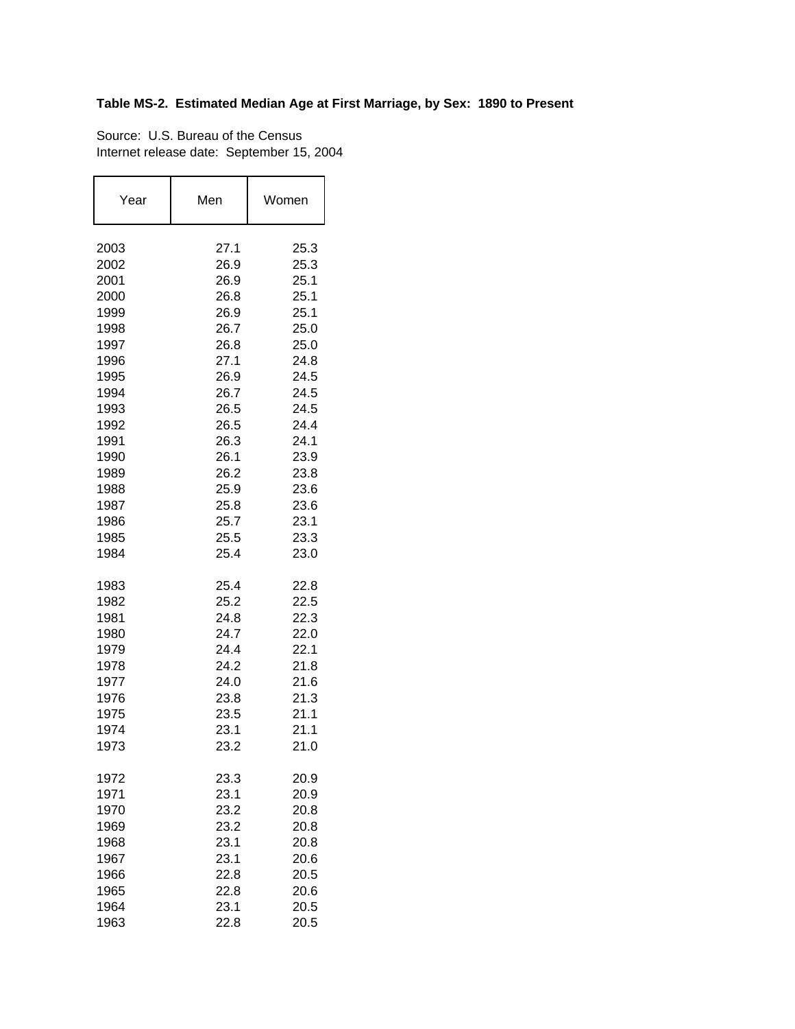**Table MS-2. Estimated Median Age at First Marriage, by Sex: 1890 to Present**

Source: U.S. Bureau of the Census
Internet release date: September 15, 2004

| Year | Men | Women |
|---|---|---|
| 2003 | 27.1 | 25.3 |
| 2002 | 26.9 | 25.3 |
| 2001 | 26.9 | 25.1 |
| 2000 | 26.8 | 25.1 |
| 1999 | 26.9 | 25.1 |
| 1998 | 26.7 | 25.0 |
| 1997 | 26.8 | 25.0 |
| 1996 | 27.1 | 24.8 |
| 1995 | 26.9 | 24.5 |
| 1994 | 26.7 | 24.5 |
| 1993 | 26.5 | 24.5 |
| 1992 | 26.5 | 24.4 |
| 1991 | 26.3 | 24.1 |
| 1990 | 26.1 | 23.9 |
| 1989 | 26.2 | 23.8 |
| 1988 | 25.9 | 23.6 |
| 1987 | 25.8 | 23.6 |
| 1986 | 25.7 | 23.1 |
| 1985 | 25.5 | 23.3 |
| 1984 | 25.4 | 23.0 |
| 1983 | 25.4 | 22.8 |
| 1982 | 25.2 | 22.5 |
| 1981 | 24.8 | 22.3 |
| 1980 | 24.7 | 22.0 |
| 1979 | 24.4 | 22.1 |
| 1978 | 24.2 | 21.8 |
| 1977 | 24.0 | 21.6 |
| 1976 | 23.8 | 21.3 |
| 1975 | 23.5 | 21.1 |
| 1974 | 23.1 | 21.1 |
| 1973 | 23.2 | 21.0 |
| 1972 | 23.3 | 20.9 |
| 1971 | 23.1 | 20.9 |
| 1970 | 23.2 | 20.8 |
| 1969 | 23.2 | 20.8 |
| 1968 | 23.1 | 20.8 |
| 1967 | 23.1 | 20.6 |
| 1966 | 22.8 | 20.5 |
| 1965 | 22.8 | 20.6 |
| 1964 | 23.1 | 20.5 |
| 1963 | 22.8 | 20.5 |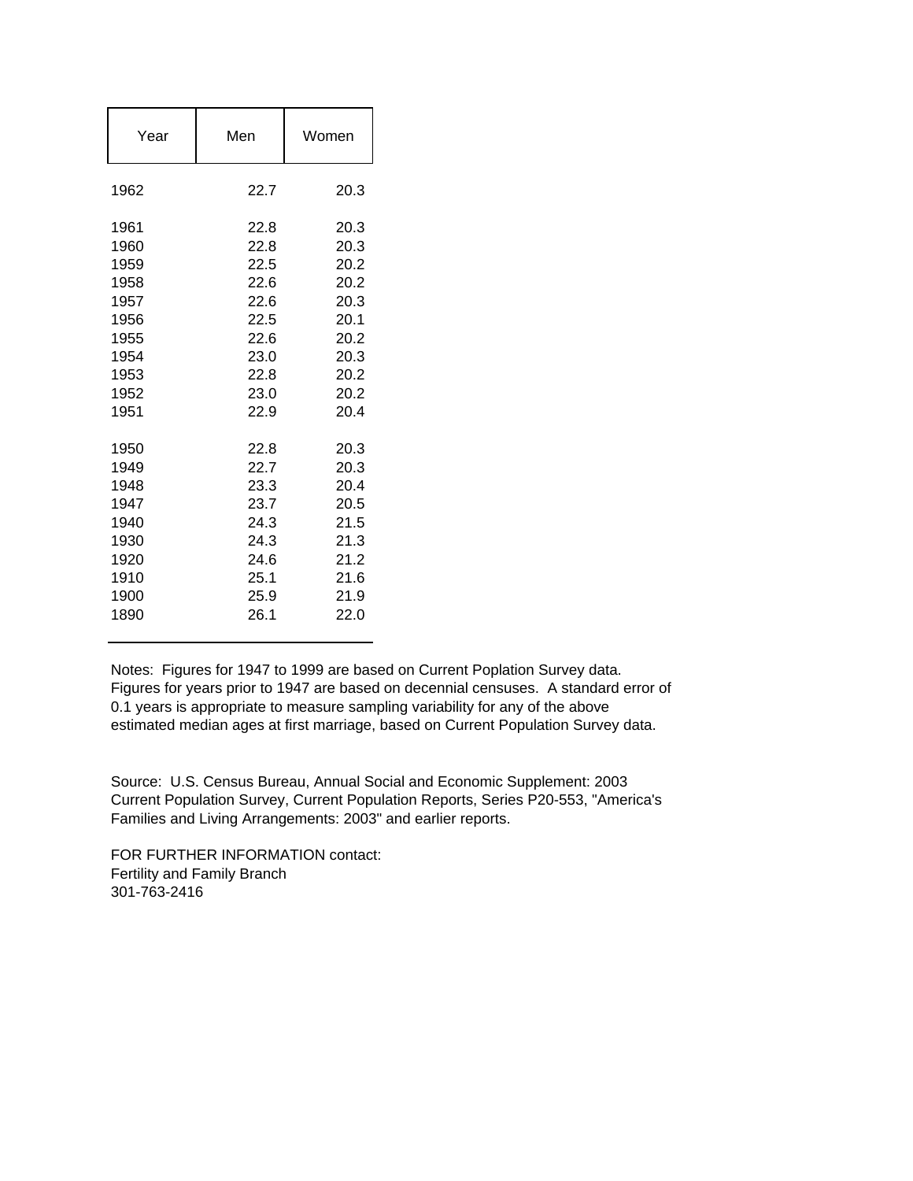| Year | Men | Women |
|---|---|---|
| 1962 | 22.7 | 20.3 |
| 1961 | 22.8 | 20.3 |
| 1960 | 22.8 | 20.3 |
| 1959 | 22.5 | 20.2 |
| 1958 | 22.6 | 20.2 |
| 1957 | 22.6 | 20.3 |
| 1956 | 22.5 | 20.1 |
| 1955 | 22.6 | 20.2 |
| 1954 | 23.0 | 20.3 |
| 1953 | 22.8 | 20.2 |
| 1952 | 23.0 | 20.2 |
| 1951 | 22.9 | 20.4 |
| 1950 | 22.8 | 20.3 |
| 1949 | 22.7 | 20.3 |
| 1948 | 23.3 | 20.4 |
| 1947 | 23.7 | 20.5 |
| 1940 | 24.3 | 21.5 |
| 1930 | 24.3 | 21.3 |
| 1920 | 24.6 | 21.2 |
| 1910 | 25.1 | 21.6 |
| 1900 | 25.9 | 21.9 |
| 1890 | 26.1 | 22.0 |

Notes: Figures for 1947 to 1999 are based on Current Poplation Survey data. Figures for years prior to 1947 are based on decennial censuses. A standard error of 0.1 years is appropriate to measure sampling variability for any of the above estimated median ages at first marriage, based on Current Population Survey data.

Source: U.S. Census Bureau, Annual Social and Economic Supplement: 2003 Current Population Survey, Current Population Reports, Series P20-553, "America's Families and Living Arrangements: 2003" and earlier reports.

FOR FURTHER INFORMATION contact:
Fertility and Family Branch
301-763-2416